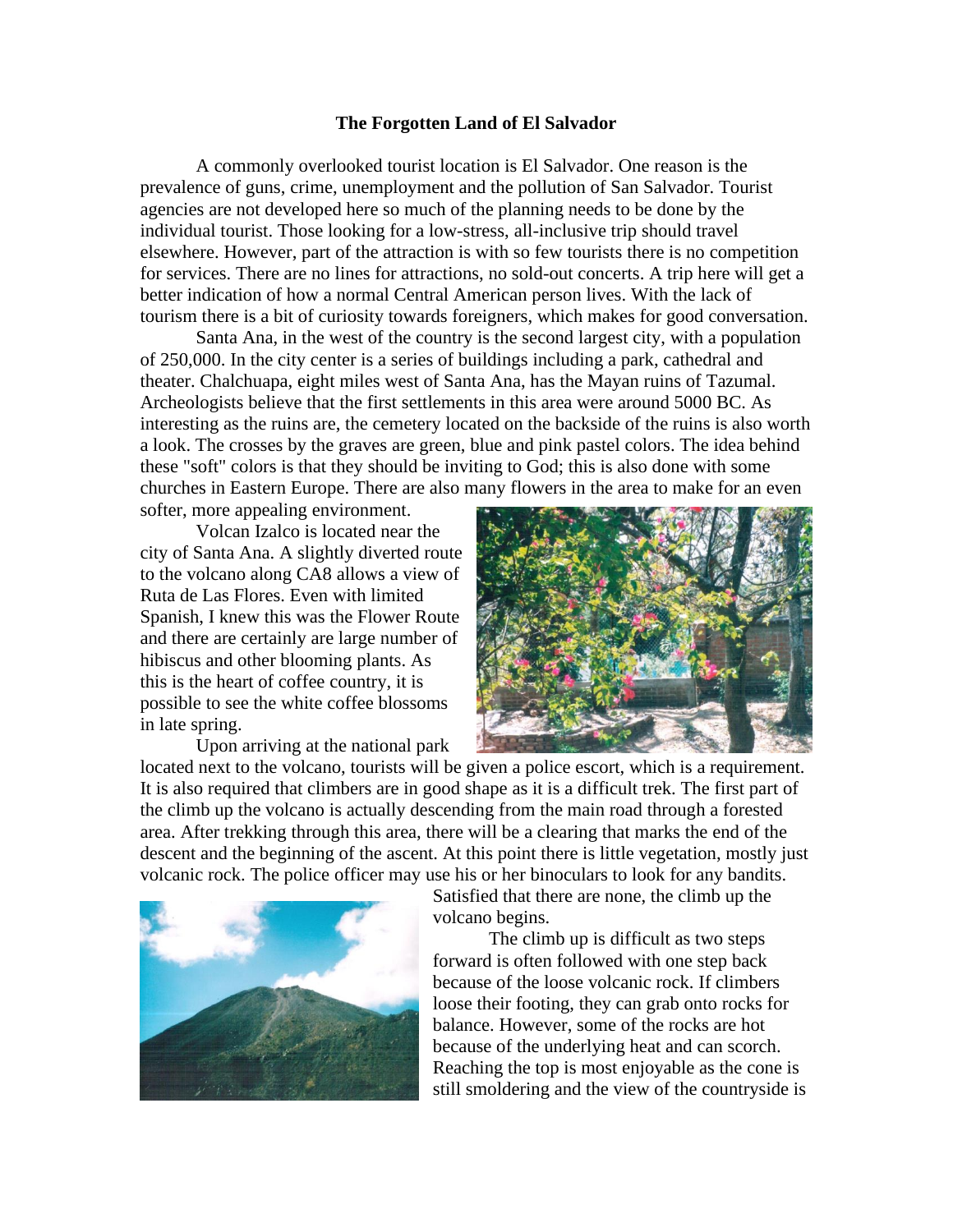# The Forgotten Land of El Salvador

A commonly overlooked tourist location is El Salvador. One reason is the prevalence of guns, crime, unemployment and the pollution of San Salvador. Tourist agencies are not developed here so much of the planning needs to be done by the individual tourist. Those looking for a low-stress, all-inclusive trip should travel elsewhere. However, part of the attraction is with so few tourists there is no competition for services. There are no lines for attractions, no sold-out concerts. A trip here will get a better indication of how a normal Central American person lives. With the lack of tourism there is a bit of curiosity towards foreigners, which makes for good conversation.

Santa Ana, in the west of the country is the second largest city, with a population of 250,000. In the city center is a series of buildings including a park, cathedral and theater. Chalchuapa, eight miles west of Santa Ana, has the Mayan ruins of Tazumal. Archeologists believe that the first settlements in this area were around 5000 BC. As interesting as the ruins are, the cemetery located on the backside of the ruins is also worth a look. The crosses by the graves are green, blue and pink pastel colors. The idea behind these "soft" colors is that they should be inviting to God; this is also done with some churches in Eastern Europe. There are also many flowers in the area to make for an even softer, more appealing environment.

Volcan Izalco is located near the city of Santa Ana. A slightly diverted route to the volcano along CA8 allows a view of Ruta de Las Flores. Even with limited Spanish, I knew this was the Flower Route and there are certainly are large number of hibiscus and other blooming plants. As this is the heart of coffee country, it is possible to see the white coffee blossoms in late spring.

Upon arriving at the national park located next to the volcano, tourists will be given a police escort, which is a requirement. It is also required that climbers are in good shape as it is a difficult trek. The first part of the climb up the volcano is actually descending from the main road through a forested area. After trekking through this area, there will be a clearing that marks the end of the descent and the beginning of the ascent. At this point there is little vegetation, mostly just volcanic rock. The police officer may use his or her binoculars to look for any bandits. Satisfied that there are none, the climb up the volcano begins.

The climb up is difficult as two steps forward is often followed with one step back because of the loose volcanic rock. If climbers loose their footing, they can grab onto rocks for balance. However, some of the rocks are hot because of the underlying heat and can scorch. Reaching the top is most enjoyable as the cone is still smoldering and the view of the countryside is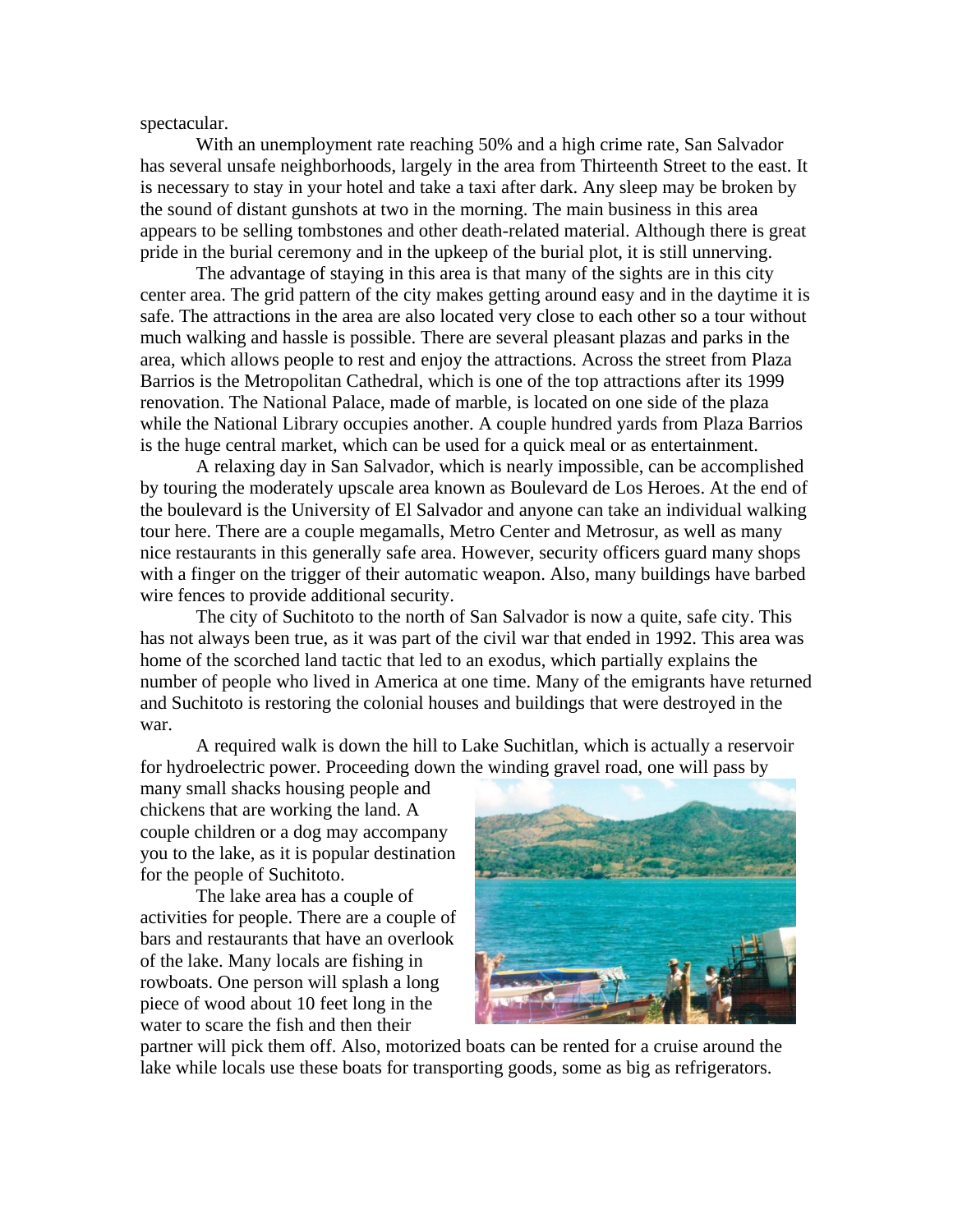spectacular.

With an unemployment rate reaching 50% and a high crime rate, San Salvador has several unsafe neighborhoods, largely in the area from Thirteenth Street to the east. It is necessary to stay in your hotel and take a taxi after dark. Any sleep may be broken by the sound of distant gunshots at two in the morning. The main business in this area appears to be selling tombstones and other death-related material. Although there is great pride in the burial ceremony and in the upkeep of the burial plot, it is still unnerving.

The advantage of staying in this area is that many of the sights are in this city center area. The grid pattern of the city makes getting around easy and in the daytime it is safe. The attractions in the area are also located very close to each other so a tour without much walking and hassle is possible. There are several pleasant plazas and parks in the area, which allows people to rest and enjoy the attractions. Across the street from Plaza Barrios is the Metropolitan Cathedral, which is one of the top attractions after its 1999 renovation. The National Palace, made of marble, is located on one side of the plaza while the National Library occupies another. A couple hundred yards from Plaza Barrios is the huge central market, which can be used for a quick meal or as entertainment.

A relaxing day in San Salvador, which is nearly impossible, can be accomplished by touring the moderately upscale area known as Boulevard de Los Heroes. At the end of the boulevard is the University of El Salvador and anyone can take an individual walking tour here. There are a couple megamalls, Metro Center and Metrosur, as well as many nice restaurants in this generally safe area. However, security officers guard many shops with a finger on the trigger of their automatic weapon. Also, many buildings have barbed wire fences to provide additional security.

The city of Suchitoto to the north of San Salvador is now a quite, safe city. This has not always been true, as it was part of the civil war that ended in 1992. This area was home of the scorched land tactic that led to an exodus, which partially explains the number of people who lived in America at one time. Many of the emigrants have returned and Suchitoto is restoring the colonial houses and buildings that were destroyed in the war.

A required walk is down the hill to Lake Suchitlan, which is actually a reservoir for hydroelectric power. Proceeding down the winding gravel road, one will pass by many small shacks housing people and chickens that are working the land. A couple children or a dog may accompany you to the lake, as it is popular destination for the people of Suchitoto.

The lake area has a couple of activities for people. There are a couple of bars and restaurants that have an overlook of the lake. Many locals are fishing in rowboats. One person will splash a long piece of wood about 10 feet long in the water to scare the fish and then their partner will pick them off. Also, motorized boats can be rented for a cruise around the lake while locals use these boats for transporting goods, some as big as refrigerators.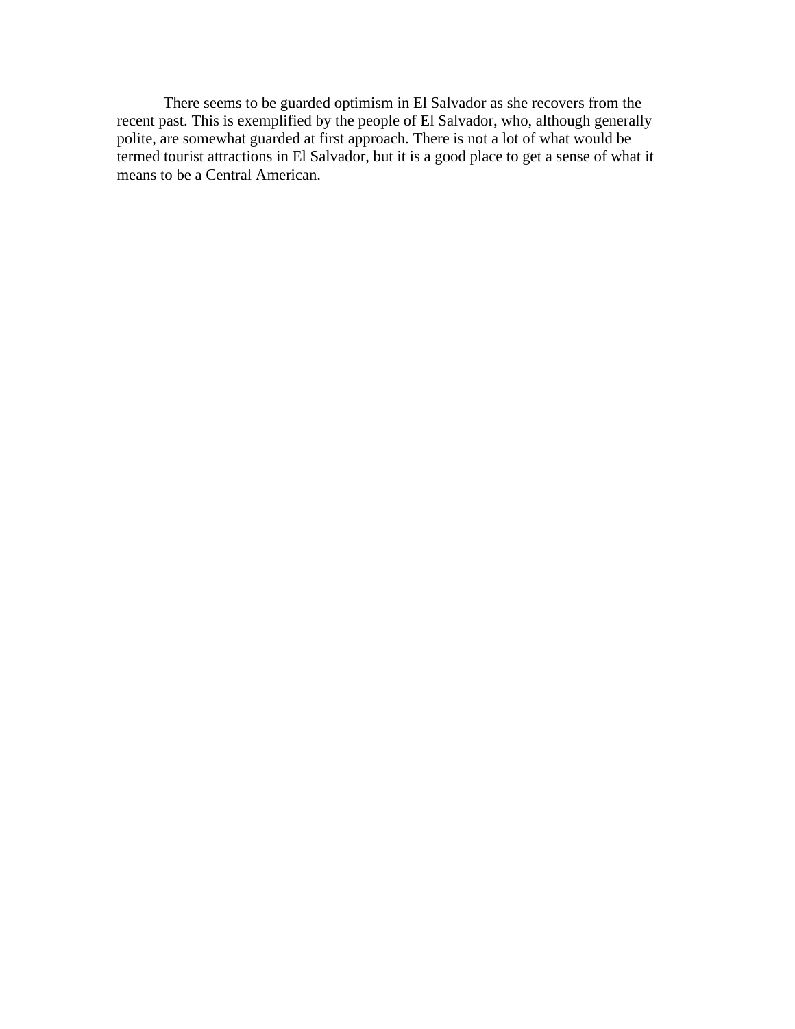There seems to be guarded optimism in El Salvador as she recovers from the recent past. This is exemplified by the people of El Salvador, who, although generally polite, are somewhat guarded at first approach. There is not a lot of what would be termed tourist attractions in El Salvador, but it is a good place to get a sense of what it means to be a Central American.